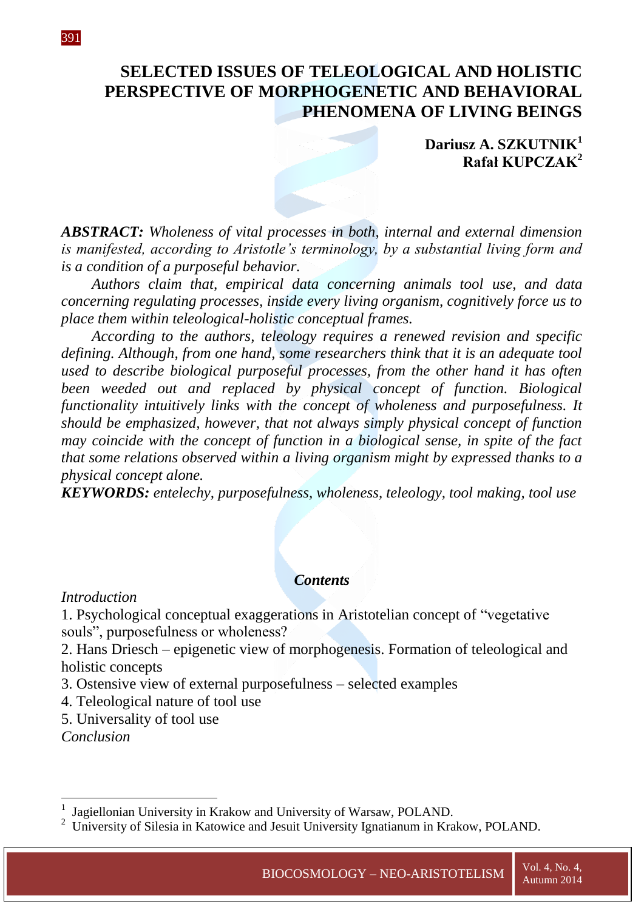# SELECTED ISSUES OF TELEOLOGICAL AND HOLISTIC PERSPECTIVE OF MORPHOGENETIC AND BEHAVIORAL PHENOMENA OF LIVING BEINGS

**Dariusz A. SZKUTNIK**[1]
**Rafał KUPCZAK**[2]

***ABSTRACT:*** *Wholeness of vital processes in both, internal and external dimension is manifested, according to Aristotle's terminology, by a substantial living form and is a condition of a purposeful behavior.*

*Authors claim that, empirical data concerning animals tool use, and data concerning regulating processes, inside every living organism, cognitively force us to place them within teleological-holistic conceptual frames.*

*According to the authors, teleology requires a renewed revision and specific defining. Although, from one hand, some researchers think that it is an adequate tool used to describe biological purposeful processes, from the other hand it has often been weeded out and replaced by physical concept of function. Biological functionality intuitively links with the concept of wholeness and purposefulness. It should be emphasized, however, that not always simply physical concept of function may coincide with the concept of function in a biological sense, in spite of the fact that some relations observed within a living organism might by expressed thanks to a physical concept alone.*

***KEYWORDS:*** *entelechy, purposefulness, wholeness, teleology, tool making, tool use*

### *Contents*

*Introduction*
1. Psychological conceptual exaggerations in Aristotelian concept of "vegetative souls", purposefulness or wholeness?
2. Hans Driesch – epigenetic view of morphogenesis. Formation of teleological and holistic concepts
3. Ostensive view of external purposefulness – selected examples
4. Teleological nature of tool use
5. Universality of tool use

*Conclusion*

---

[1] Jagiellonian University in Krakow and University of Warsaw, POLAND.
[2] University of Silesia in Katowice and Jesuit University Ignatianum in Krakow, POLAND.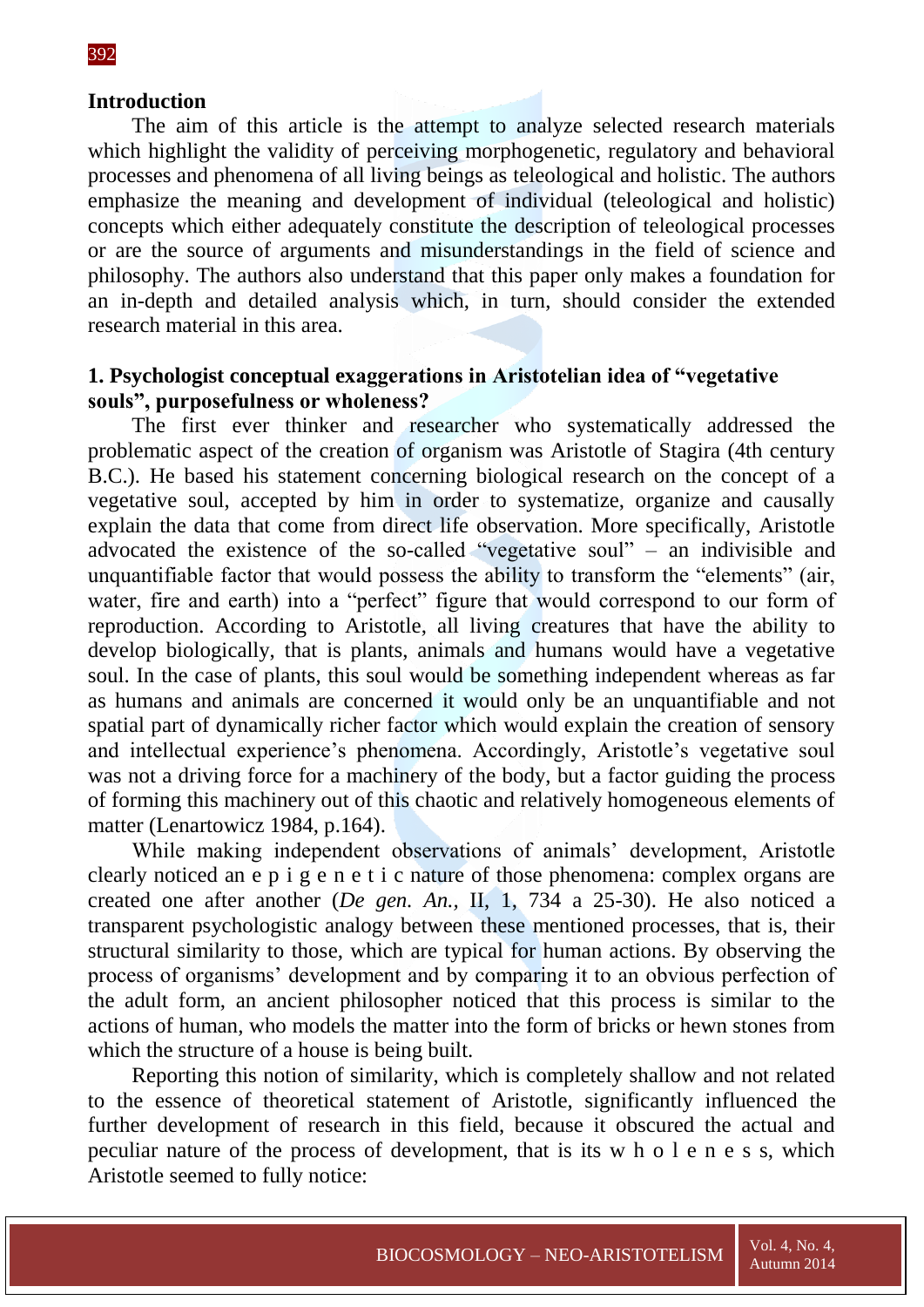## Introduction

The aim of this article is the attempt to analyze selected research materials which highlight the validity of perceiving morphogenetic, regulatory and behavioral processes and phenomena of all living beings as teleological and holistic. The authors emphasize the meaning and development of individual (teleological and holistic) concepts which either adequately constitute the description of teleological processes or are the source of arguments and misunderstandings in the field of science and philosophy. The authors also understand that this paper only makes a foundation for an in-depth and detailed analysis which, in turn, should consider the extended research material in this area.

## 1. Psychologist conceptual exaggerations in Aristotelian idea of "vegetative souls", purposefulness or wholeness?

The first ever thinker and researcher who systematically addressed the problematic aspect of the creation of organism was Aristotle of Stagira (4th century B.C.). He based his statement concerning biological research on the concept of a vegetative soul, accepted by him in order to systematize, organize and causally explain the data that come from direct life observation. More specifically, Aristotle advocated the existence of the so-called "vegetative soul" – an indivisible and unquantifiable factor that would possess the ability to transform the "elements" (air, water, fire and earth) into a "perfect" figure that would correspond to our form of reproduction. According to Aristotle, all living creatures that have the ability to develop biologically, that is plants, animals and humans would have a vegetative soul. In the case of plants, this soul would be something independent whereas as far as humans and animals are concerned it would only be an unquantifiable and not spatial part of dynamically richer factor which would explain the creation of sensory and intellectual experience's phenomena. Accordingly, Aristotle's vegetative soul was not a driving force for a machinery of the body, but a factor guiding the process of forming this machinery out of this chaotic and relatively homogeneous elements of matter (Lenartowicz 1984, p.164).

While making independent observations of animals' development, Aristotle clearly noticed an e p i g e n e t i c nature of those phenomena: complex organs are created one after another (*De gen. An.*, II, 1, 734 a 25-30). He also noticed a transparent psychologistic analogy between these mentioned processes, that is, their structural similarity to those, which are typical for human actions. By observing the process of organisms' development and by comparing it to an obvious perfection of the adult form, an ancient philosopher noticed that this process is similar to the actions of human, who models the matter into the form of bricks or hewn stones from which the structure of a house is being built.

Reporting this notion of similarity, which is completely shallow and not related to the essence of theoretical statement of Aristotle, significantly influenced the further development of research in this field, because it obscured the actual and peculiar nature of the process of development, that is its w h o l e n e s s, which Aristotle seemed to fully notice: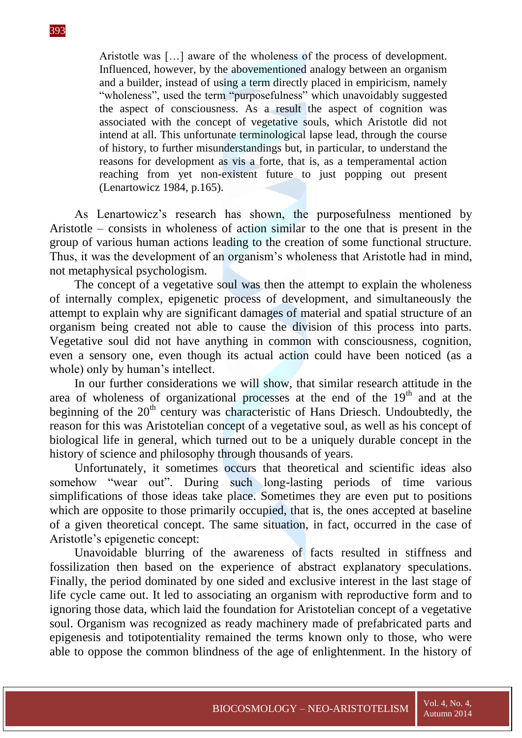> Aristotle was […] aware of the wholeness of the process of development. Influenced, however, by the abovementioned analogy between an organism and a builder, instead of using a term directly placed in empiricism, namely "wholeness", used the term "purposefulness" which unavoidably suggested the aspect of consciousness. As a result the aspect of cognition was associated with the concept of vegetative souls, which Aristotle did not intend at all. This unfortunate terminological lapse lead, through the course of history, to further misunderstandings but, in particular, to understand the reasons for development as vis a forte, that is, as a temperamental action reaching from yet non-existent future to just popping out present (Lenartowicz 1984, p.165).

As Lenartowicz's research has shown, the purposefulness mentioned by Aristotle – consists in wholeness of action similar to the one that is present in the group of various human actions leading to the creation of some functional structure. Thus, it was the development of an organism's wholeness that Aristotle had in mind, not metaphysical psychologism.

The concept of a vegetative soul was then the attempt to explain the wholeness of internally complex, epigenetic process of development, and simultaneously the attempt to explain why are significant damages of material and spatial structure of an organism being created not able to cause the division of this process into parts. Vegetative soul did not have anything in common with consciousness, cognition, even a sensory one, even though its actual action could have been noticed (as a whole) only by human's intellect.

In our further considerations we will show, that similar research attitude in the area of wholeness of organizational processes at the end of the 19th and at the beginning of the 20th century was characteristic of Hans Driesch. Undoubtedly, the reason for this was Aristotelian concept of a vegetative soul, as well as his concept of biological life in general, which turned out to be a uniquely durable concept in the history of science and philosophy through thousands of years.

Unfortunately, it sometimes occurs that theoretical and scientific ideas also somehow "wear out". During such long-lasting periods of time various simplifications of those ideas take place. Sometimes they are even put to positions which are opposite to those primarily occupied, that is, the ones accepted at baseline of a given theoretical concept. The same situation, in fact, occurred in the case of Aristotle's epigenetic concept:

Unavoidable blurring of the awareness of facts resulted in stiffness and fossilization then based on the experience of abstract explanatory speculations. Finally, the period dominated by one sided and exclusive interest in the last stage of life cycle came out. It led to associating an organism with reproductive form and to ignoring those data, which laid the foundation for Aristotelian concept of a vegetative soul. Organism was recognized as ready machinery made of prefabricated parts and epigenesis and totipotentiality remained the terms known only to those, who were able to oppose the common blindness of the age of enlightenment. In the history of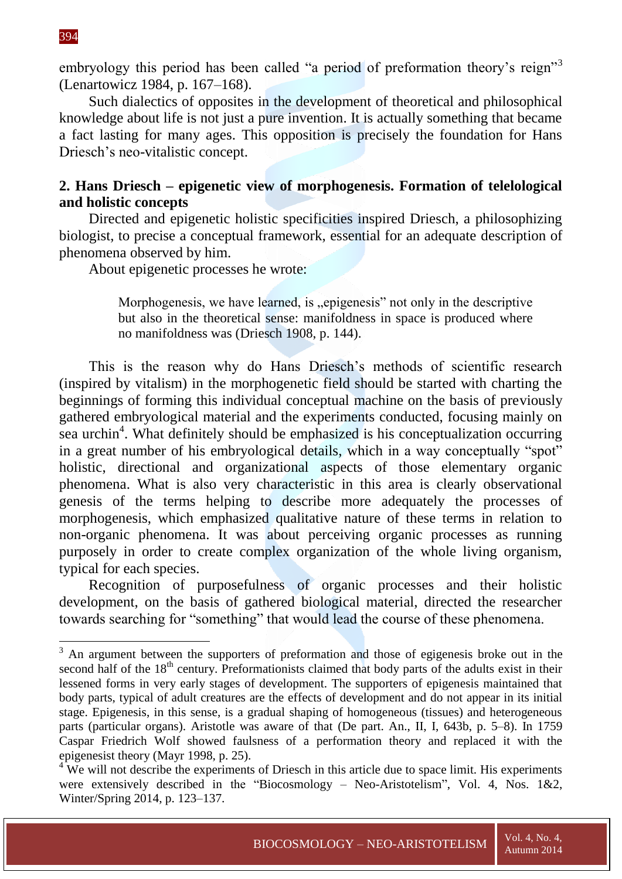embryology this period has been called "a period of preformation theory's reign"[3] (Lenartowicz 1984, p. 167–168).

Such dialectics of opposites in the development of theoretical and philosophical knowledge about life is not just a pure invention. It is actually something that became a fact lasting for many ages. This opposition is precisely the foundation for Hans Driesch's neo-vitalistic concept.

## 2. Hans Driesch – epigenetic view of morphogenesis. Formation of telelological and holistic concepts

Directed and epigenetic holistic specificities inspired Driesch, a philosophizing biologist, to precise a conceptual framework, essential for an adequate description of phenomena observed by him.

About epigenetic processes he wrote:

> Morphogenesis, we have learned, is „epigenesis" not only in the descriptive but also in the theoretical sense: manifoldness in space is produced where no manifoldness was (Driesch 1908, p. 144).

This is the reason why do Hans Driesch's methods of scientific research (inspired by vitalism) in the morphogenetic field should be started with charting the beginnings of forming this individual conceptual machine on the basis of previously gathered embryological material and the experiments conducted, focusing mainly on sea urchin[4]. What definitely should be emphasized is his conceptualization occurring in a great number of his embryological details, which in a way conceptualy "spot" holistic, directional and organizational aspects of those elementary organic phenomena. What is also very characteristic in this area is clearly observational genesis of the terms helping to describe more adequately the processes of morphogenesis, which emphasized qualitative nature of these terms in relation to non-organic phenomena. It was about perceiving organic processes as running purposely in order to create complex organization of the whole living organism, typical for each species.

Recognition of purposefulness of organic processes and their holistic development, on the basis of gathered biological material, directed the researcher towards searching for "something" that would lead the course of these phenomena.

---

[3] An argument between the supporters of preformation and those of egigenesis broke out in the second half of the 18th century. Preformationists claimed that body parts of the adults exist in their lessened forms in very early stages of development. The supporters of epigenesis maintained that body parts, typical of adult creatures are the effects of development and do not appear in its initial stage. Epigenesis, in this sense, is a gradual shaping of homogeneous (tissues) and heterogeneous parts (particular organs). Aristotle was aware of that (De part. An., II, I, 643b, p. 5–8). In 1759 Caspar Friedrich Wolf showed faulsness of a performation theory and replaced it with the epigenesist theory (Mayr 1998, p. 25).

[4] We will not describe the experiments of Driesch in this article due to space limit. His experiments were extensively described in the "Biocosmology – Neo-Aristotelism", Vol. 4, Nos. 1&2, Winter/Spring 2014, p. 123–137.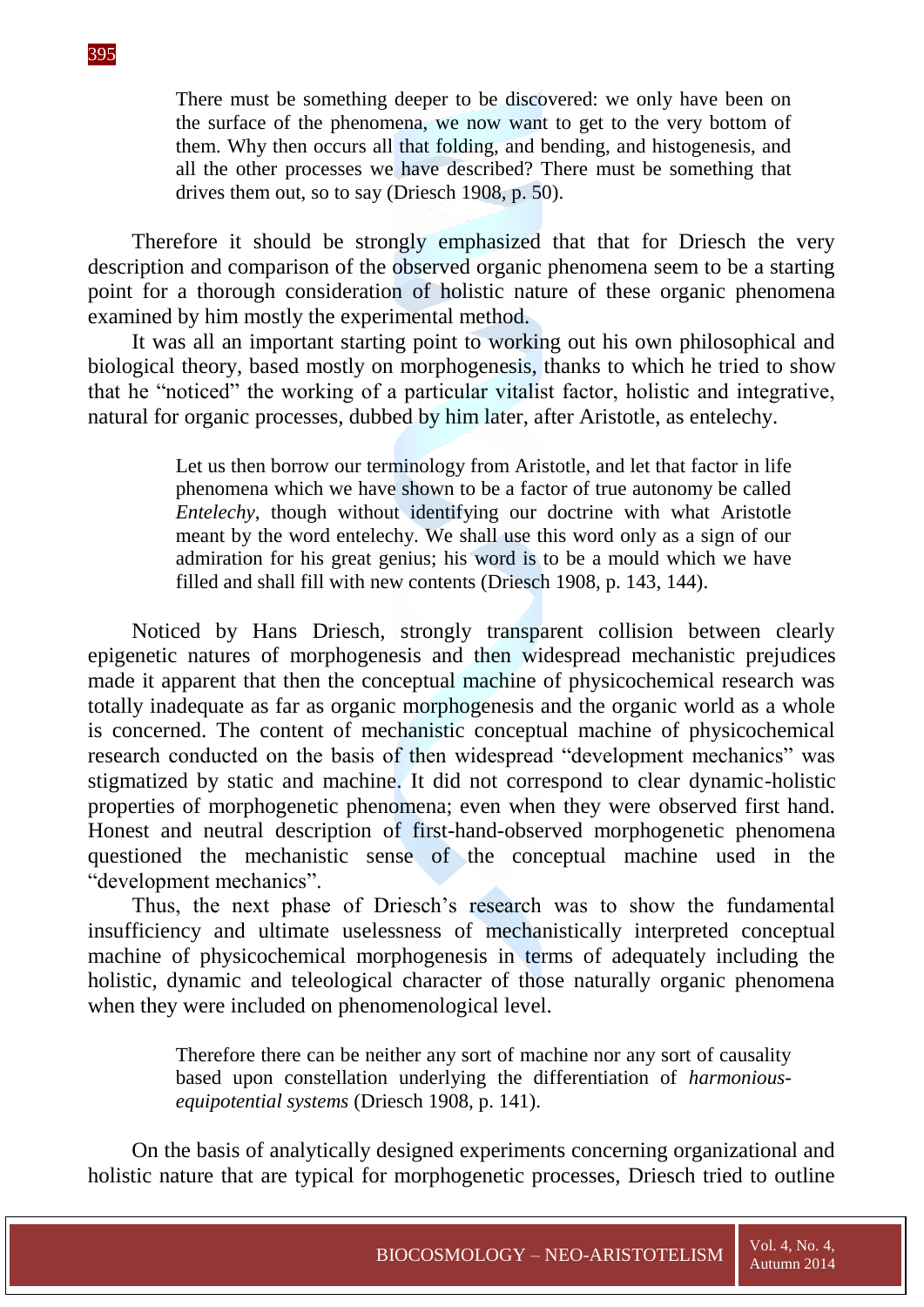> There must be something deeper to be discovered: we only have been on the surface of the phenomena, we now want to get to the very bottom of them. Why then occurs all that folding, and bending, and histogenesis, and all the other processes we have described? There must be something that drives them out, so to say (Driesch 1908, p. 50).

Therefore it should be strongly emphasized that that for Driesch the very description and comparison of the observed organic phenomena seem to be a starting point for a thorough consideration of holistic nature of these organic phenomena examined by him mostly the experimental method.

It was all an important starting point to working out his own philosophical and biological theory, based mostly on morphogenesis, thanks to which he tried to show that he "noticed" the working of a particular vitalist factor, holistic and integrative, natural for organic processes, dubbed by him later, after Aristotle, as entelechy.

> Let us then borrow our terminology from Aristotle, and let that factor in life phenomena which we have shown to be a factor of true autonomy be called *Entelechy*, though without identifying our doctrine with what Aristotle meant by the word entelechy. We shall use this word only as a sign of our admiration for his great genius; his word is to be a mould which we have filled and shall fill with new contents (Driesch 1908, p. 143, 144).

Noticed by Hans Driesch, strongly transparent collision between clearly epigenetic natures of morphogenesis and then widespread mechanistic prejudices made it apparent that then the conceptual machine of physicochemical research was totally inadequate as far as organic morphogenesis and the organic world as a whole is concerned. The content of mechanistic conceptual machine of physicochemical research conducted on the basis of then widespread "development mechanics" was stigmatized by static and machine. It did not correspond to clear dynamic-holistic properties of morphogenetic phenomena; even when they were observed first hand. Honest and neutral description of first-hand-observed morphogenetic phenomena questioned the mechanistic sense of the conceptual machine used in the "development mechanics".

Thus, the next phase of Driesch's research was to show the fundamental insufficiency and ultimate uselessness of mechanistically interpreted conceptual machine of physicochemical morphogenesis in terms of adequately including the holistic, dynamic and teleological character of those naturally organic phenomena when they were included on phenomenological level.

> Therefore there can be neither any sort of machine nor any sort of causality based upon constellation underlying the differentiation of *harmonious-equipotential systems* (Driesch 1908, p. 141).

On the basis of analytically designed experiments concerning organizational and holistic nature that are typical for morphogenetic processes, Driesch tried to outline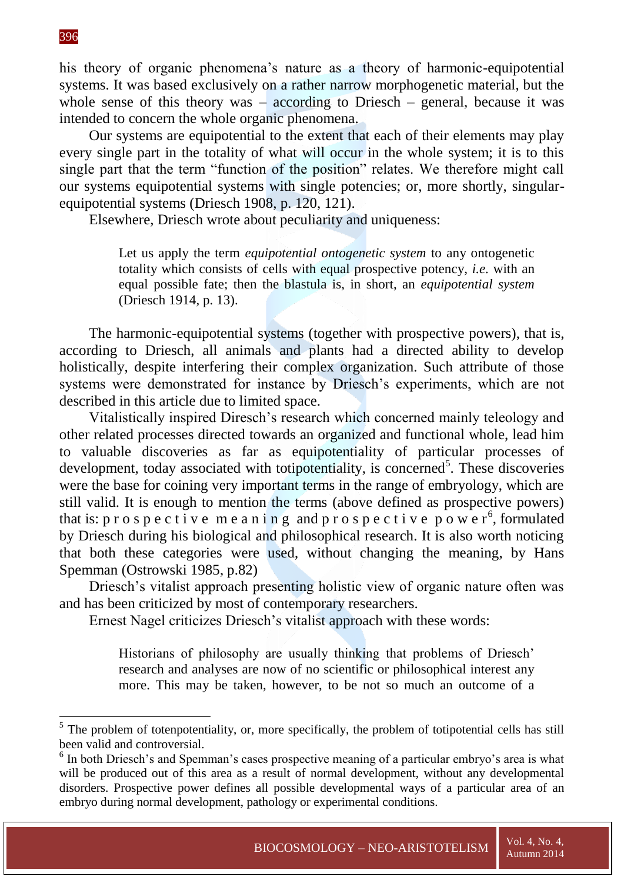his theory of organic phenomena's nature as a theory of harmonic-equipotential systems. It was based exclusively on a rather narrow morphogenetic material, but the whole sense of this theory was – according to Driesch – general, because it was intended to concern the whole organic phenomena.

Our systems are equipotential to the extent that each of their elements may play every single part in the totality of what will occur in the whole system; it is to this single part that the term "function of the position" relates. We therefore might call our systems equipotential systems with single potencies; or, more shortly, singular-equipotential systems (Driesch 1908, p. 120, 121).

Elsewhere, Driesch wrote about peculiarity and uniqueness:

> Let us apply the term *equipotential ontogenetic system* to any ontogenetic totality which consists of cells with equal prospective potency, *i.e.* with an equal possible fate; then the blastula is, in short, an *equipotential system* (Driesch 1914, p. 13).

The harmonic-equipotential systems (together with prospective powers), that is, according to Driesch, all animals and plants had a directed ability to develop holistically, despite interfering their complex organization. Such attribute of those systems were demonstrated for instance by Driesch's experiments, which are not described in this article due to limited space.

Vitalistically inspired Diresch's research which concerned mainly teleology and other related processes directed towards an organized and functional whole, lead him to valuable discoveries as far as equipotentiality of particular processes of development, today associated with totipotentiality, is concerned[5]. These discoveries were the base for coining very important terms in the range of embryology, which are still valid. It is enough to mention the terms (above defined as prospective powers) that is: p r o s p e c t i v e m e a n i n g and p r o s p e c t i v e p o w e r[6], formulated by Driesch during his biological and philosophical research. It is also worth noticing that both these categories were used, without changing the meaning, by Hans Spemman (Ostrowski 1985, p.82)

Driesch's vitalist approach presenting holistic view of organic nature often was and has been criticized by most of contemporary researchers.

Ernest Nagel criticizes Driesch's vitalist approach with these words:

> Historians of philosophy are usually thinking that problems of Driesch' research and analyses are now of no scientific or philosophical interest any more. This may be taken, however, to be not so much an outcome of a

---

[5] The problem of totenpotentiality, or, more specifically, the problem of totipotential cells has still been valid and controversial.

[6] In both Driesch's and Spemman's cases prospective meaning of a particular embryo's area is what will be produced out of this area as a result of normal development, without any developmental disorders. Prospective power defines all possible developmental ways of a particular area of an embryo during normal development, pathology or experimental conditions.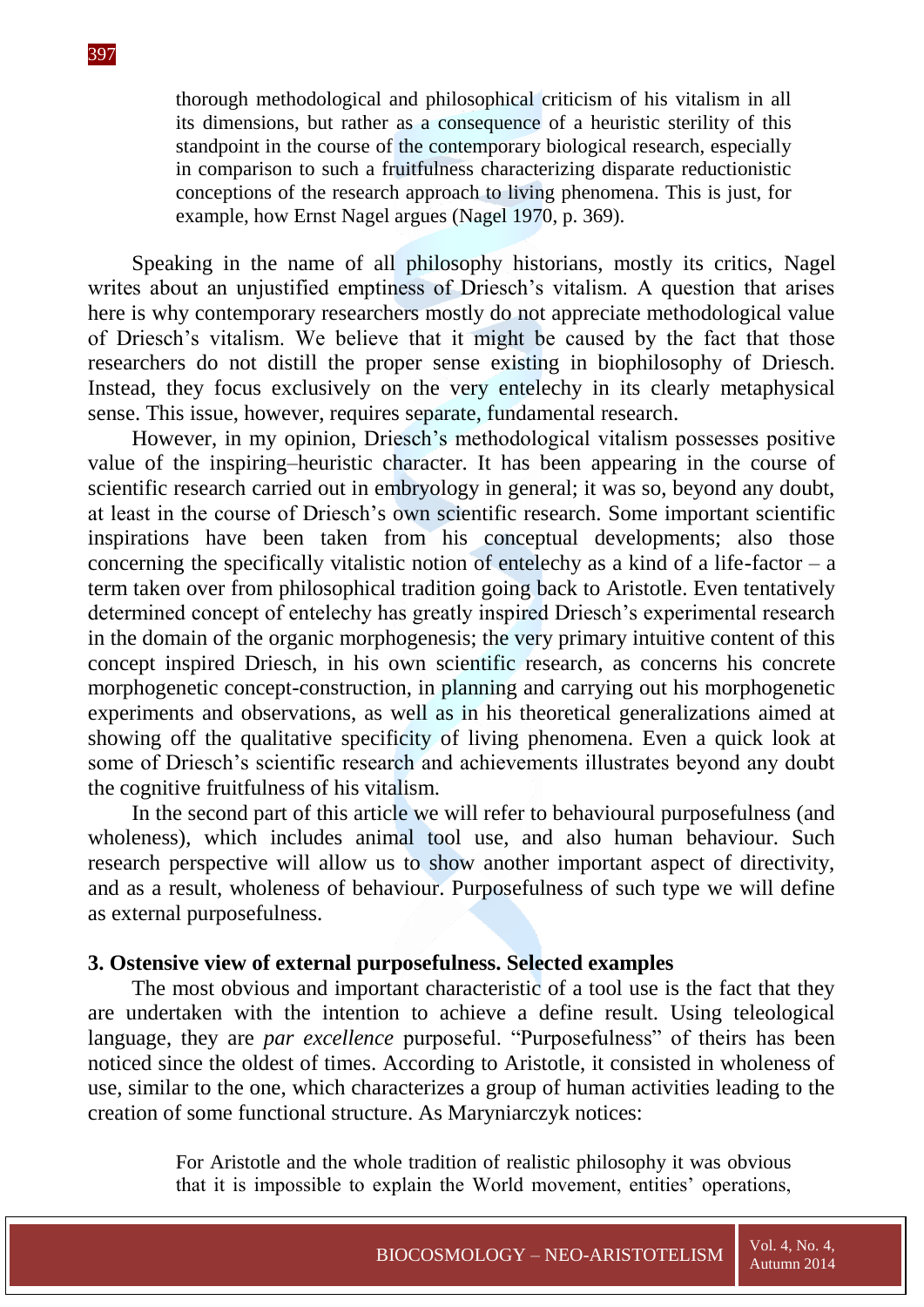> thorough methodological and philosophical criticism of his vitalism in all its dimensions, but rather as a consequence of a heuristic sterility of this standpoint in the course of the contemporary biological research, especially in comparison to such a fruitfulness characterizing disparate reductionistic conceptions of the research approach to living phenomena. This is just, for example, how Ernst Nagel argues (Nagel 1970, p. 369).

Speaking in the name of all philosophy historians, mostly its critics, Nagel writes about an unjustified emptiness of Driesch's vitalism. A question that arises here is why contemporary researchers mostly do not appreciate methodological value of Driesch's vitalism. We believe that it might be caused by the fact that those researchers do not distill the proper sense existing in biophilosophy of Driesch. Instead, they focus exclusively on the very entelechy in its clearly metaphysical sense. This issue, however, requires separate, fundamental research.

However, in my opinion, Driesch's methodological vitalism possesses positive value of the inspiring–heuristic character. It has been appearing in the course of scientific research carried out in embryology in general; it was so, beyond any doubt, at least in the course of Driesch's own scientific research. Some important scientific inspirations have been taken from his conceptual developments; also those concerning the specifically vitalistic notion of entelechy as a kind of a life-factor – a term taken over from philosophical tradition going back to Aristotle. Even tentatively determined concept of entelechy has greatly inspired Driesch's experimental research in the domain of the organic morphogenesis; the very primary intuitive content of this concept inspired Driesch, in his own scientific research, as concerns his concrete morphogenetic concept-construction, in planning and carrying out his morphogenetic experiments and observations, as well as in his theoretical generalizations aimed at showing off the qualitative specificity of living phenomena. Even a quick look at some of Driesch's scientific research and achievements illustrates beyond any doubt the cognitive fruitfulness of his vitalism.

In the second part of this article we will refer to behavioural purposefulness (and wholeness), which includes animal tool use, and also human behaviour. Such research perspective will allow us to show another important aspect of directivity, and as a result, wholeness of behaviour. Purposefulness of such type we will define as external purposefulness.

### 3. Ostensive view of external purposefulness. Selected examples

The most obvious and important characteristic of a tool use is the fact that they are undertaken with the intention to achieve a define result. Using teleological language, they are *par excellence* purposeful. "Purposefulness" of theirs has been noticed since the oldest of times. According to Aristotle, it consisted in wholeness of use, similar to the one, which characterizes a group of human activities leading to the creation of some functional structure. As Maryniarczyk notices:

> For Aristotle and the whole tradition of realistic philosophy it was obvious that it is impossible to explain the World movement, entities' operations,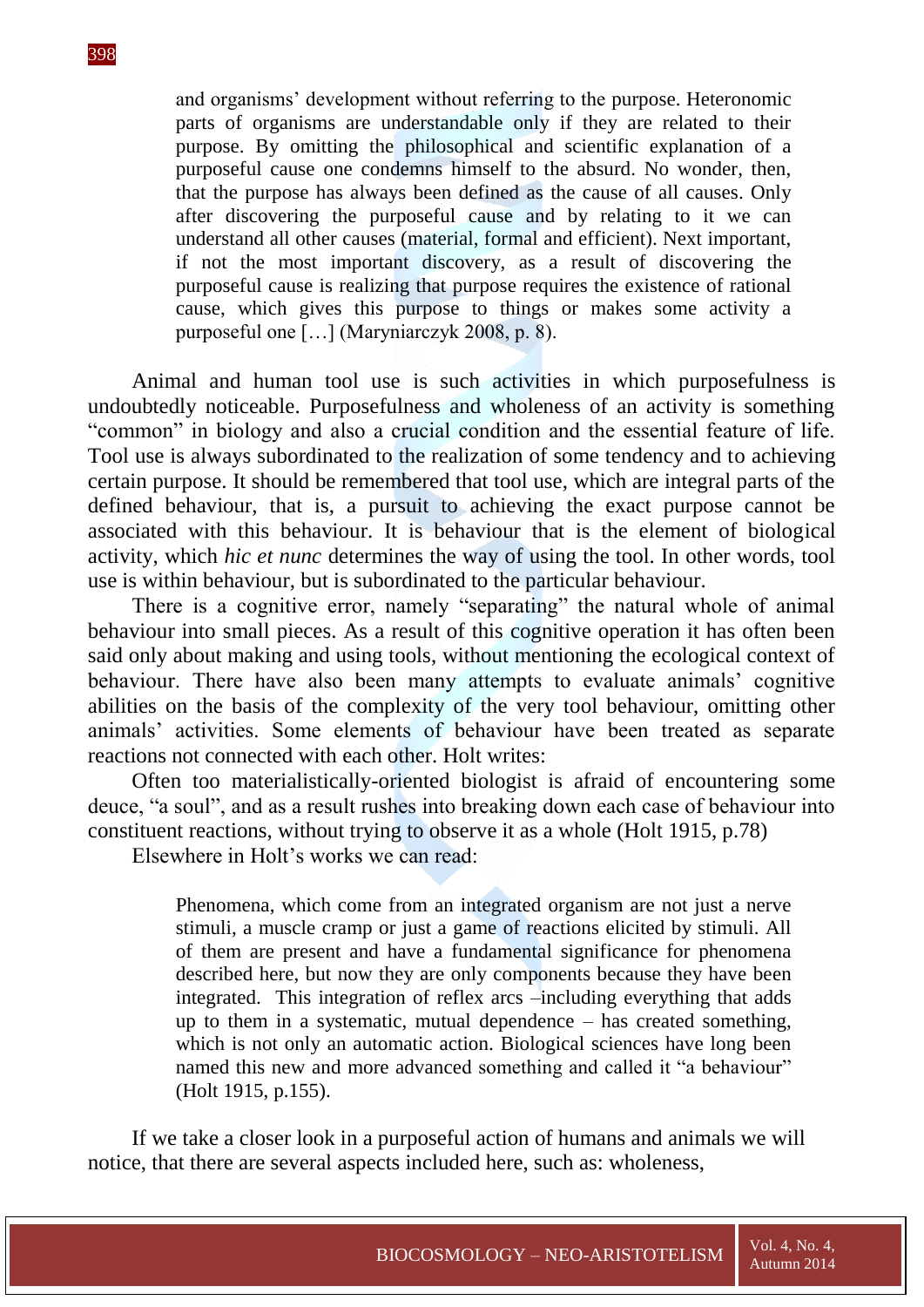> and organisms' development without referring to the purpose. Heteronomic parts of organisms are understandable only if they are related to their purpose. By omitting the philosophical and scientific explanation of a purposeful cause one condemns himself to the absurd. No wonder, then, that the purpose has always been defined as the cause of all causes. Only after discovering the purposeful cause and by relating to it we can understand all other causes (material, formal and efficient). Next important, if not the most important discovery, as a result of discovering the purposeful cause is realizing that purpose requires the existence of rational cause, which gives this purpose to things or makes some activity a purposeful one […] (Maryniarczyk 2008, p. 8).

Animal and human tool use is such activities in which purposefulness is undoubtedly noticeable. Purposefulness and wholeness of an activity is something "common" in biology and also a crucial condition and the essential feature of life. Tool use is always subordinated to the realization of some tendency and to achieving certain purpose. It should be remembered that tool use, which are integral parts of the defined behaviour, that is, a pursuit to achieving the exact purpose cannot be associated with this behaviour. It is behaviour that is the element of biological activity, which *hic et nunc* determines the way of using the tool. In other words, tool use is within behaviour, but is subordinated to the particular behaviour.

There is a cognitive error, namely "separating" the natural whole of animal behaviour into small pieces. As a result of this cognitive operation it has often been said only about making and using tools, without mentioning the ecological context of behaviour. There have also been many attempts to evaluate animals' cognitive abilities on the basis of the complexity of the very tool behaviour, omitting other animals' activities. Some elements of behaviour have been treated as separate reactions not connected with each other. Holt writes:

Often too materialistically-oriented biologist is afraid of encountering some deuce, "a soul", and as a result rushes into breaking down each case of behaviour into constituent reactions, without trying to observe it as a whole (Holt 1915, p.78)

Elsewhere in Holt's works we can read:

> Phenomena, which come from an integrated organism are not just a nerve stimuli, a muscle cramp or just a game of reactions elicited by stimuli. All of them are present and have a fundamental significance for phenomena described here, but now they are only components because they have been integrated. This integration of reflex arcs –including everything that adds up to them in a systematic, mutual dependence – has created something, which is not only an automatic action. Biological sciences have long been named this new and more advanced something and called it "a behaviour" (Holt 1915, p.155).

If we take a closer look in a purposeful action of humans and animals we will notice, that there are several aspects included here, such as: wholeness,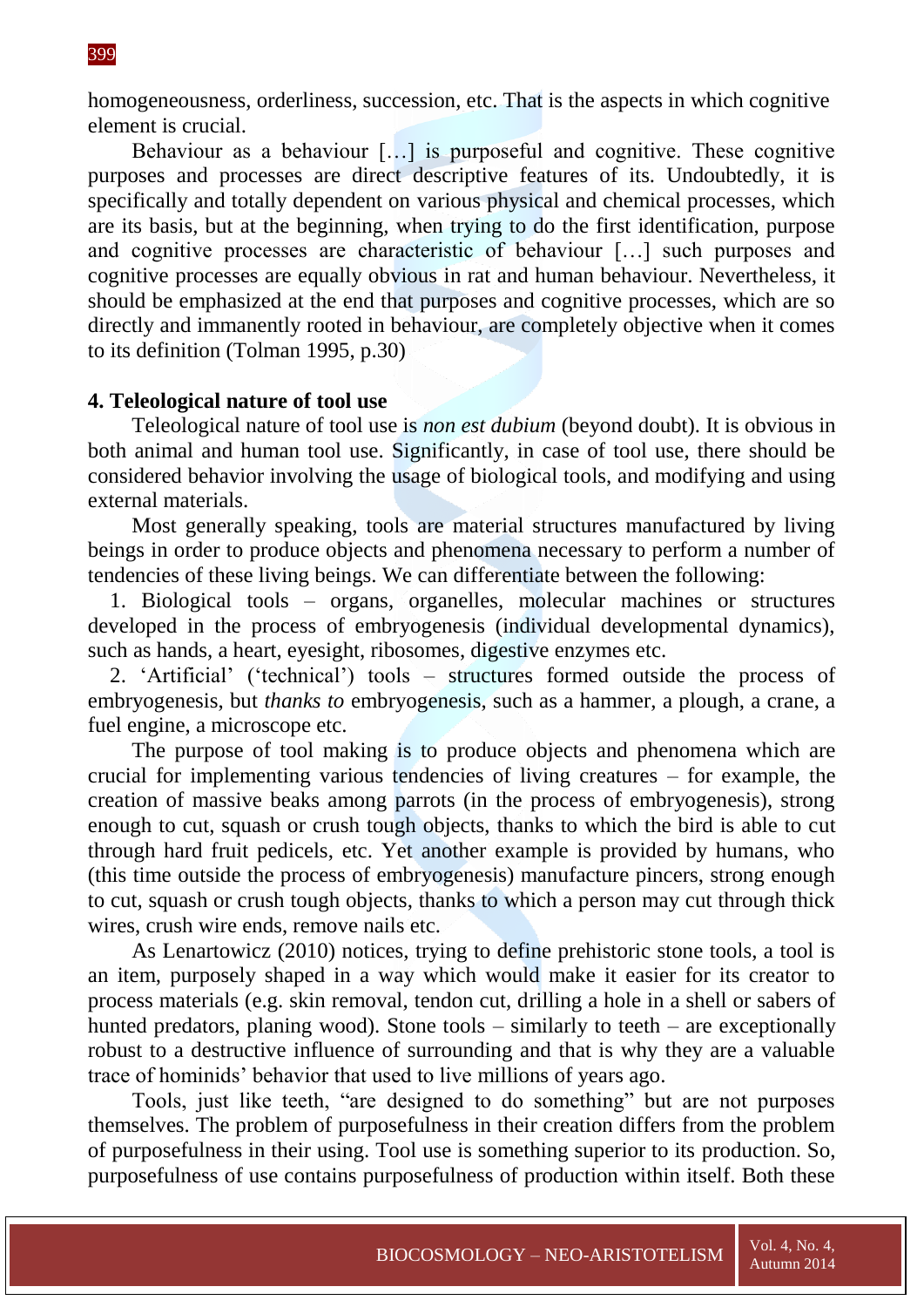homogeneousness, orderliness, succession, etc. That is the aspects in which cognitive element is crucial.

Behaviour as a behaviour […] is purposeful and cognitive. These cognitive purposes and processes are direct descriptive features of its. Undoubtedly, it is specifically and totally dependent on various physical and chemical processes, which are its basis, but at the beginning, when trying to do the first identification, purpose and cognitive processes are characteristic of behaviour […] such purposes and cognitive processes are equally obvious in rat and human behaviour. Nevertheless, it should be emphasized at the end that purposes and cognitive processes, which are so directly and immanently rooted in behaviour, are completely objective when it comes to its definition (Tolman 1995, p.30)

## 4. Teleological nature of tool use

Teleological nature of tool use is *non est dubium* (beyond doubt). It is obvious in both animal and human tool use. Significantly, in case of tool use, there should be considered behavior involving the usage of biological tools, and modifying and using external materials.

Most generally speaking, tools are material structures manufactured by living beings in order to produce objects and phenomena necessary to perform a number of tendencies of these living beings. We can differentiate between the following:

1. Biological tools – organs, organelles, molecular machines or structures developed in the process of embryogenesis (individual developmental dynamics), such as hands, a heart, eyesight, ribosomes, digestive enzymes etc.
2. 'Artificial' ('technical') tools – structures formed outside the process of embryogenesis, but *thanks to* embryogenesis, such as a hammer, a plough, a crane, a fuel engine, a microscope etc.

The purpose of tool making is to produce objects and phenomena which are crucial for implementing various tendencies of living creatures – for example, the creation of massive beaks among parrots (in the process of embryogenesis), strong enough to cut, squash or crush tough objects, thanks to which the bird is able to cut through hard fruit pedicels, etc. Yet another example is provided by humans, who (this time outside the process of embryogenesis) manufacture pincers, strong enough to cut, squash or crush tough objects, thanks to which a person may cut through thick wires, crush wire ends, remove nails etc.

As Lenartowicz (2010) notices, trying to define prehistoric stone tools, a tool is an item, purposely shaped in a way which would make it easier for its creator to process materials (e.g. skin removal, tendon cut, drilling a hole in a shell or sabers of hunted predators, planing wood). Stone tools – similarly to teeth – are exceptionally robust to a destructive influence of surrounding and that is why they are a valuable trace of hominids' behavior that used to live millions of years ago.

Tools, just like teeth, "are designed to do something" but are not purposes themselves. The problem of purposefulness in their creation differs from the problem of purposefulness in their using. Tool use is something superior to its production. So, purposefulness of use contains purposefulness of production within itself. Both these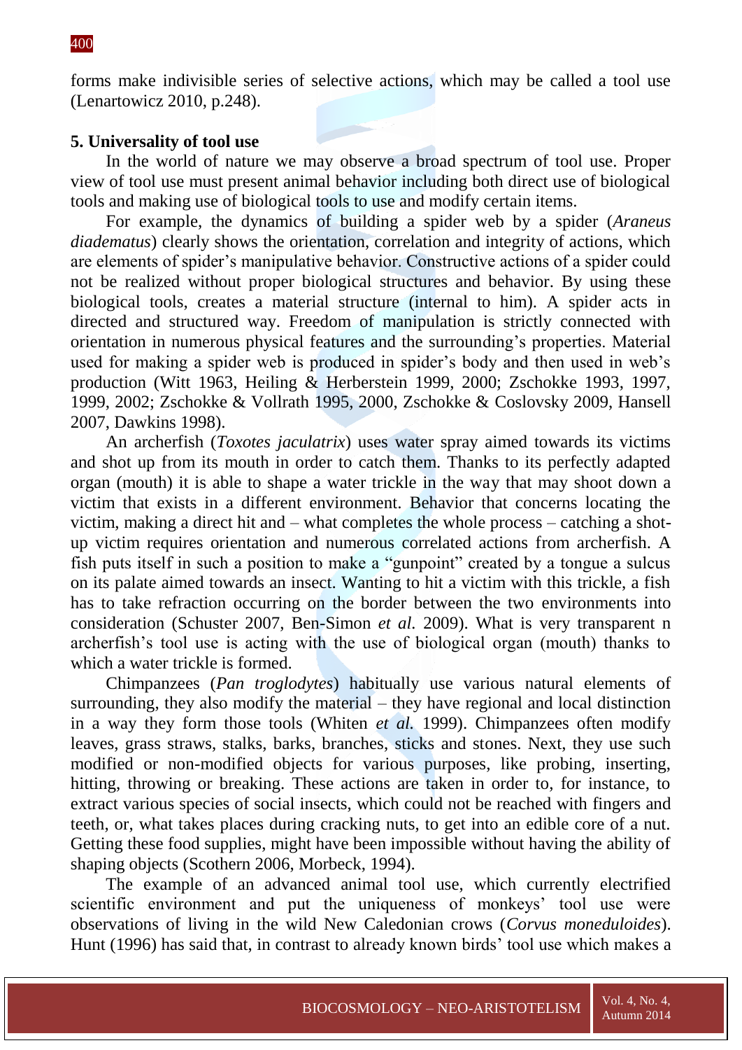forms make indivisible series of selective actions, which may be called a tool use (Lenartowicz 2010, p.248).

**5. Universality of tool use**

In the world of nature we may observe a broad spectrum of tool use. Proper view of tool use must present animal behavior including both direct use of biological tools and making use of biological tools to use and modify certain items.

For example, the dynamics of building a spider web by a spider (*Araneus diadematus*) clearly shows the orientation, correlation and integrity of actions, which are elements of spider's manipulative behavior. Constructive actions of a spider could not be realized without proper biological structures and behavior. By using these biological tools, creates a material structure (internal to him). A spider acts in directed and structured way. Freedom of manipulation is strictly connected with orientation in numerous physical features and the surrounding's properties. Material used for making a spider web is produced in spider's body and then used in web's production (Witt 1963, Heiling & Herberstein 1999, 2000; Zschokke 1993, 1997, 1999, 2002; Zschokke & Vollrath 1995, 2000, Zschokke & Coslovsky 2009, Hansell 2007, Dawkins 1998).

An archerfish (*Toxotes jaculatrix*) uses water spray aimed towards its victims and shot up from its mouth in order to catch them. Thanks to its perfectly adapted organ (mouth) it is able to shape a water trickle in the way that may shoot down a victim that exists in a different environment. Behavior that concerns locating the victim, making a direct hit and – what completes the whole process – catching a shot-up victim requires orientation and numerous correlated actions from archerfish. A fish puts itself in such a position to make a "gunpoint" created by a tongue a sulcus on its palate aimed towards an insect. Wanting to hit a victim with this trickle, a fish has to take refraction occurring on the border between the two environments into consideration (Schuster 2007, Ben-Simon *et al.* 2009). What is very transparent n archerfish's tool use is acting with the use of biological organ (mouth) thanks to which a water trickle is formed.

Chimpanzees (*Pan troglodytes*) habitually use various natural elements of surrounding, they also modify the material – they have regional and local distinction in a way they form those tools (Whiten *et al.* 1999). Chimpanzees often modify leaves, grass straws, stalks, barks, branches, sticks and stones. Next, they use such modified or non-modified objects for various purposes, like probing, inserting, hitting, throwing or breaking. These actions are taken in order to, for instance, to extract various species of social insects, which could not be reached with fingers and teeth, or, what takes places during cracking nuts, to get into an edible core of a nut. Getting these food supplies, might have been impossible without having the ability of shaping objects (Scothern 2006, Morbeck, 1994).

The example of an advanced animal tool use, which currently electrified scientific environment and put the uniqueness of monkeys' tool use were observations of living in the wild New Caledonian crows (*Corvus moneduloides*). Hunt (1996) has said that, in contrast to already known birds' tool use which makes a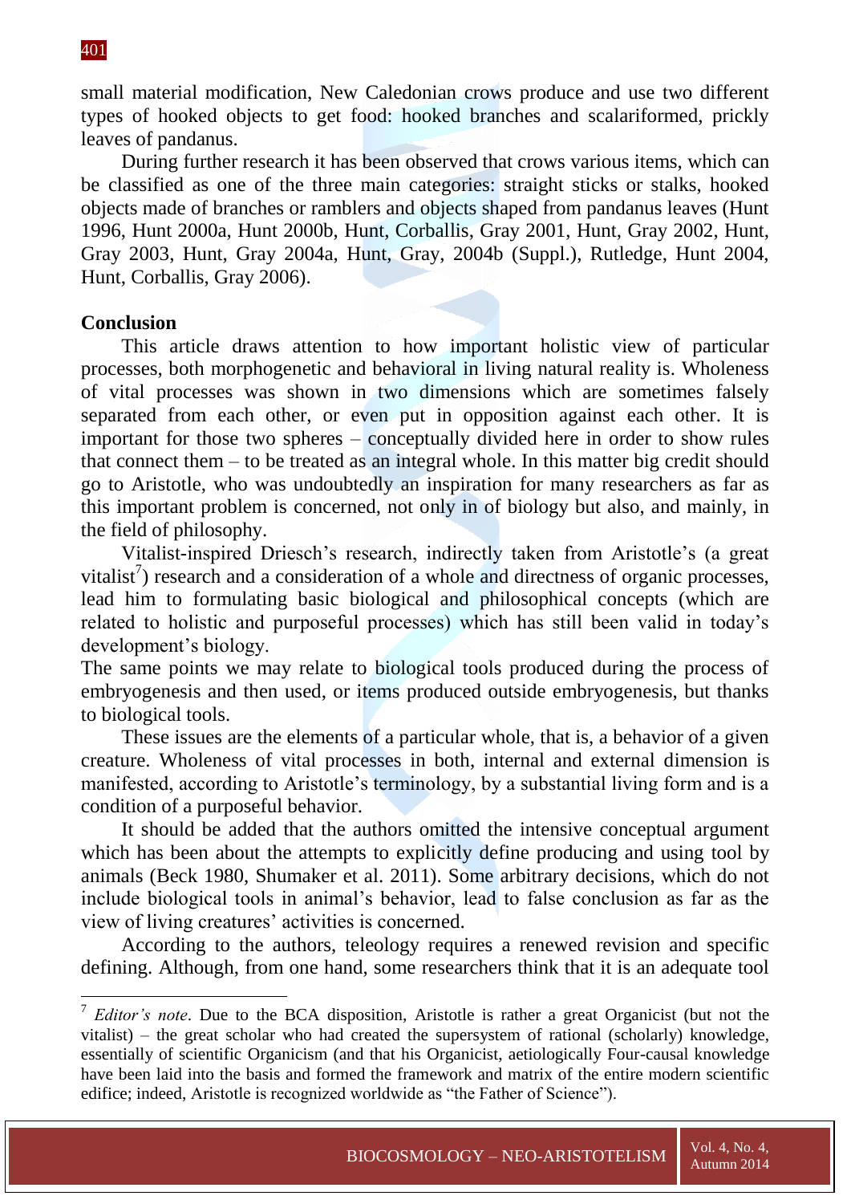small material modification, New Caledonian crows produce and use two different types of hooked objects to get food: hooked branches and scalariformed, prickly leaves of pandanus.

During further research it has been observed that crows various items, which can be classified as one of the three main categories: straight sticks or stalks, hooked objects made of branches or ramblers and objects shaped from pandanus leaves (Hunt 1996, Hunt 2000a, Hunt 2000b, Hunt, Corballis, Gray 2001, Hunt, Gray 2002, Hunt, Gray 2003, Hunt, Gray 2004a, Hunt, Gray, 2004b (Suppl.), Rutledge, Hunt 2004, Hunt, Corballis, Gray 2006).

## Conclusion

This article draws attention to how important holistic view of particular processes, both morphogenetic and behavioral in living natural reality is. Wholeness of vital processes was shown in two dimensions which are sometimes falsely separated from each other, or even put in opposition against each other. It is important for those two spheres – conceptually divided here in order to show rules that connect them – to be treated as an integral whole. In this matter big credit should go to Aristotle, who was undoubtedly an inspiration for many researchers as far as this important problem is concerned, not only in of biology but also, and mainly, in the field of philosophy.

Vitalist-inspired Driesch's research, indirectly taken from Aristotle's (a great vitalist[7]) research and a consideration of a whole and directness of organic processes, lead him to formulating basic biological and philosophical concepts (which are related to holistic and purposeful processes) which has still been valid in today's development's biology.

The same points we may relate to biological tools produced during the process of embryogenesis and then used, or items produced outside embryogenesis, but thanks to biological tools.

These issues are the elements of a particular whole, that is, a behavior of a given creature. Wholeness of vital processes in both, internal and external dimension is manifested, according to Aristotle's terminology, by a substantial living form and is a condition of a purposeful behavior.

It should be added that the authors omitted the intensive conceptual argument which has been about the attempts to explicitly define producing and using tool by animals (Beck 1980, Shumaker et al. 2011). Some arbitrary decisions, which do not include biological tools in animal's behavior, lead to false conclusion as far as the view of living creatures' activities is concerned.

According to the authors, teleology requires a renewed revision and specific defining. Although, from one hand, some researchers think that it is an adequate tool

---

[7] *Editor's note*. Due to the BCA disposition, Aristotle is rather a great Organicist (but not the vitalist) – the great scholar who had created the supersystem of rational (scholarly) knowledge, essentially of scientific Organicism (and that his Organicist, aetiologically Four-causal knowledge have been laid into the basis and formed the framework and matrix of the entire modern scientific edifice; indeed, Aristotle is recognized worldwide as "the Father of Science").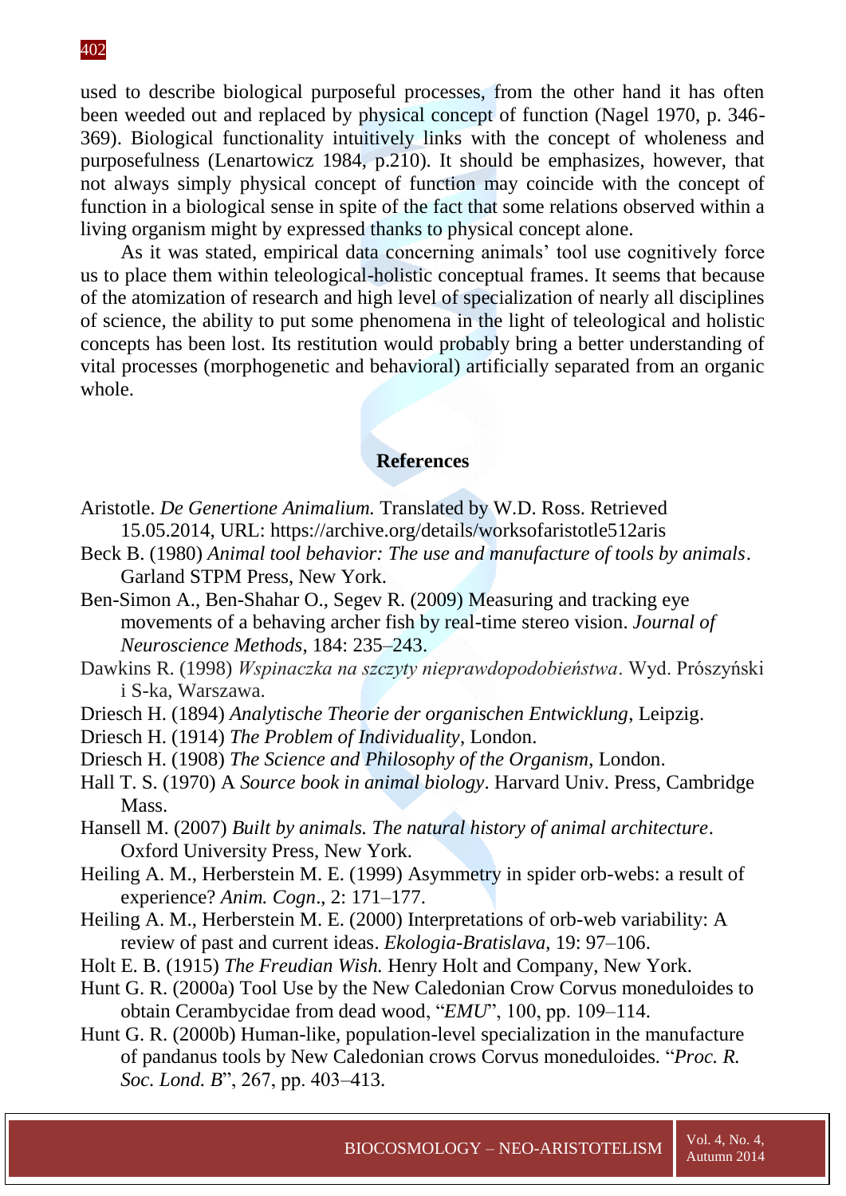used to describe biological purposeful processes, from the other hand it has often been weeded out and replaced by physical concept of function (Nagel 1970, p. 346-369). Biological functionality intuitively links with the concept of wholeness and purposefulness (Lenartowicz 1984, p.210). It should be emphasizes, however, that not always simply physical concept of function may coincide with the concept of function in a biological sense in spite of the fact that some relations observed within a living organism might by expressed thanks to physical concept alone.

As it was stated, empirical data concerning animals' tool use cognitively force us to place them within teleological-holistic conceptual frames. It seems that because of the atomization of research and high level of specialization of nearly all disciplines of science, the ability to put some phenomena in the light of teleological and holistic concepts has been lost. Its restitution would probably bring a better understanding of vital processes (morphogenetic and behavioral) artificially separated from an organic whole.

## References

Aristotle. *De Genertione Animalium.* Translated by W.D. Ross. Retrieved 15.05.2014, URL: https://archive.org/details/worksofaristotle512aris

Beck B. (1980) *Animal tool behavior: The use and manufacture of tools by animals*. Garland STPM Press, New York.

Ben-Simon A., Ben-Shahar O., Segev R. (2009) Measuring and tracking eye movements of a behaving archer fish by real-time stereo vision. *Journal of Neuroscience Methods*, 184: 235–243.

Dawkins R. (1998) *Wspinaczka na szczyty nieprawdopodobieństwa*. Wyd. Prószyński i S-ka, Warszawa.

Driesch H. (1894) *Analytische Theorie der organischen Entwicklung*, Leipzig.

Driesch H. (1914) *The Problem of Individuality*, London.

Driesch H. (1908) *The Science and Philosophy of the Organism*, London.

Hall T. S. (1970) A *Source book in animal biology*. Harvard Univ. Press, Cambridge Mass.

Hansell M. (2007) *Built by animals. The natural history of animal architecture*. Oxford University Press, New York.

Heiling A. M., Herberstein M. E. (1999) Asymmetry in spider orb-webs: a result of experience? *Anim. Cogn*., 2: 171–177.

Heiling A. M., Herberstein M. E. (2000) Interpretations of orb-web variability: A review of past and current ideas. *Ekologia-Bratislava*, 19: 97–106.

Holt E. B. (1915) *The Freudian Wish.* Henry Holt and Company, New York.

Hunt G. R. (2000a) Tool Use by the New Caledonian Crow Corvus moneduloides to obtain Cerambycidae from dead wood, "*EMU*", 100, pp. 109–114.

Hunt G. R. (2000b) Human-like, population-level specialization in the manufacture of pandanus tools by New Caledonian crows Corvus moneduloides. "*Proc. R. Soc. Lond. B*", 267, pp. 403–413.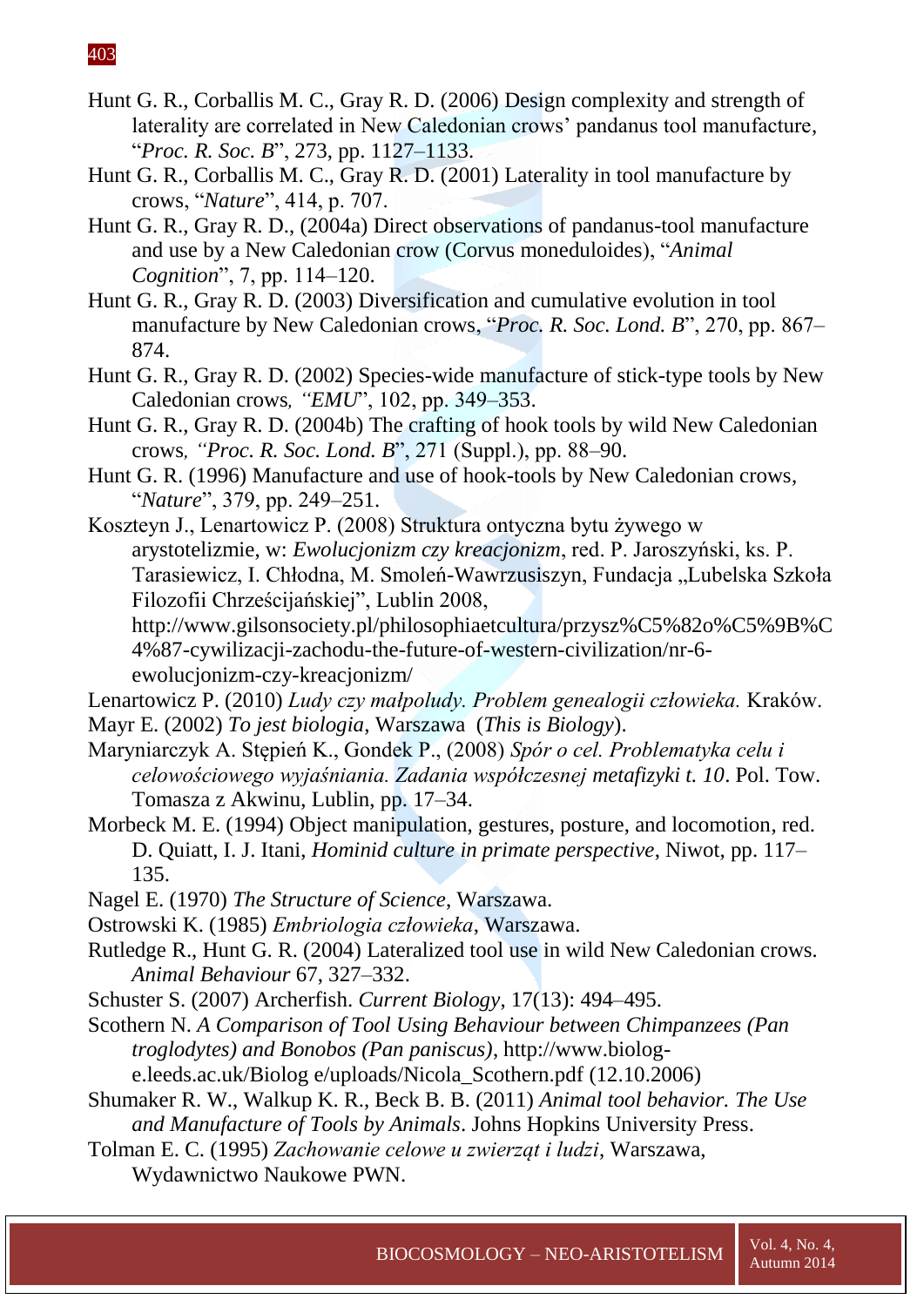Hunt G. R., Corballis M. C., Gray R. D. (2006) Design complexity and strength of laterality are correlated in New Caledonian crows' pandanus tool manufacture, "*Proc. R. Soc. B*", 273, pp. 1127–1133.

Hunt G. R., Corballis M. C., Gray R. D. (2001) Laterality in tool manufacture by crows, "*Nature*", 414, p. 707.

Hunt G. R., Gray R. D., (2004a) Direct observations of pandanus-tool manufacture and use by a New Caledonian crow (Corvus moneduloides), "*Animal Cognition*", 7, pp. 114–120.

Hunt G. R., Gray R. D. (2003) Diversification and cumulative evolution in tool manufacture by New Caledonian crows, "*Proc. R. Soc. Lond. B*", 270, pp. 867–874.

Hunt G. R., Gray R. D. (2002) Species-wide manufacture of stick-type tools by New Caledonian crows*, "EMU*", 102, pp. 349–353.

Hunt G. R., Gray R. D. (2004b) The crafting of hook tools by wild New Caledonian crows*, "Proc. R. Soc. Lond. B*", 271 (Suppl.), pp. 88–90.

Hunt G. R. (1996) Manufacture and use of hook-tools by New Caledonian crows, "*Nature*", 379, pp. 249–251.

Koszteyn J., Lenartowicz P. (2008) Struktura ontyczna bytu żywego w arystotelizmie, w: *Ewolucjonizm czy kreacjonizm*, red. P. Jaroszyński, ks. P. Tarasiewicz, I. Chłodna, M. Smoleń-Wawrzusiszyn, Fundacja „Lubelska Szkoła Filozofii Chrześcijańskiej", Lublin 2008, http://www.gilsonsociety.pl/philosophiaetcultura/przysz%C5%82o%C5%9B%C4%87-cywilizacji-zachodu-the-future-of-western-civilization/nr-6-ewolucjonizm-czy-kreacjonizm/

Lenartowicz P. (2010) *Ludy czy małpoludy. Problem genealogii człowieka.* Kraków.

Mayr E. (2002) *To jest biologia*, Warszawa (*This is Biology*).

Maryniarczyk A. Stępień K., Gondek P., (2008) *Spór o cel. Problematyka celu i celowościowego wyjaśniania. Zadania współczesnej metafizyki t. 10*. Pol. Tow. Tomasza z Akwinu, Lublin, pp. 17–34.

Morbeck M. E. (1994) Object manipulation, gestures, posture, and locomotion, red. D. Quiatt, I. J. Itani, *Hominid culture in primate perspective*, Niwot, pp. 117–135.

Nagel E. (1970) *The Structure of Science*, Warszawa.

Ostrowski K. (1985) *Embriologia człowieka*, Warszawa.

Rutledge R., Hunt G. R. (2004) Lateralized tool use in wild New Caledonian crows. *Animal Behaviour* 67, 327–332.

Schuster S. (2007) Archerfish. *Current Biology*, 17(13): 494–495.

Scothern N. *A Comparison of Tool Using Behaviour between Chimpanzees (Pan troglodytes) and Bonobos (Pan paniscus)*, http://www.biolog-e.leeds.ac.uk/Biolog e/uploads/Nicola_Scothern.pdf (12.10.2006)

Shumaker R. W., Walkup K. R., Beck B. B. (2011) *Animal tool behavior. The Use and Manufacture of Tools by Animals*. Johns Hopkins University Press.

Tolman E. C. (1995) *Zachowanie celowe u zwierząt i ludzi*, Warszawa, Wydawnictwo Naukowe PWN.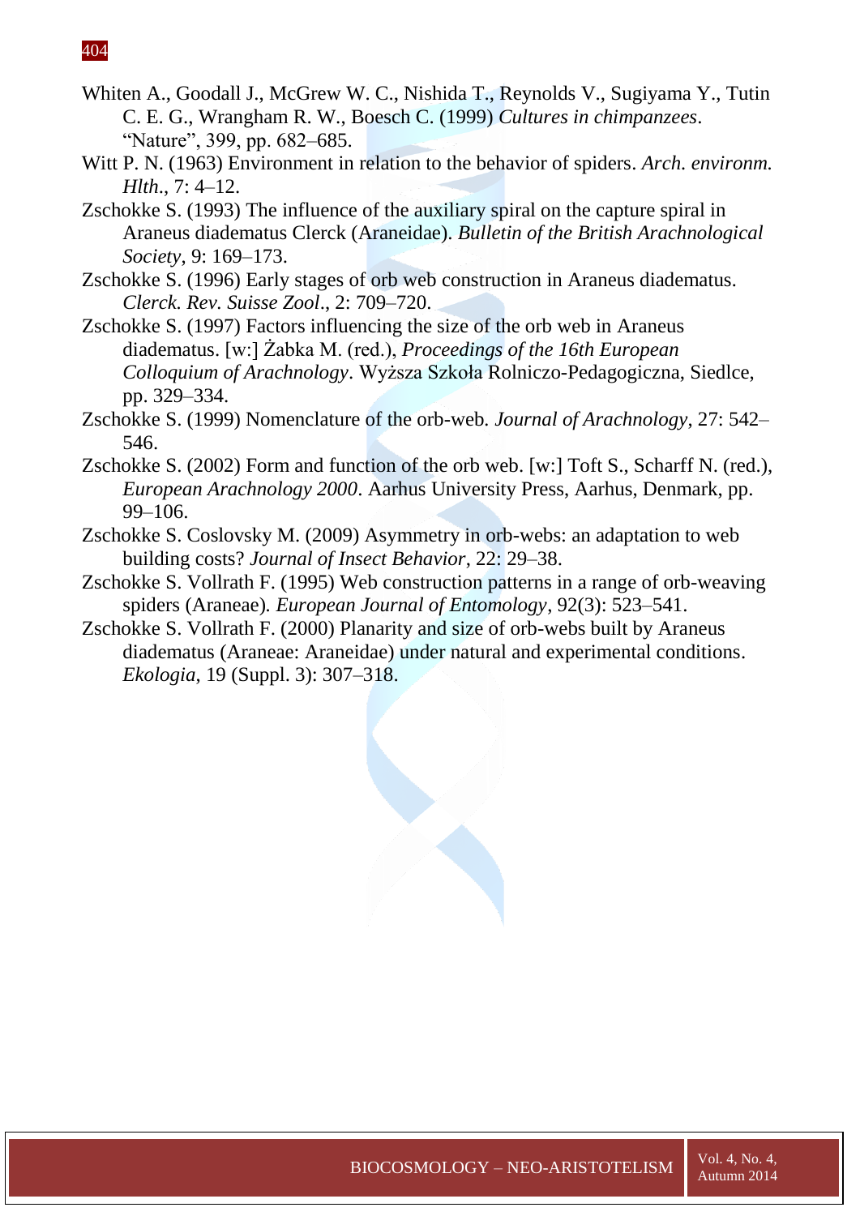Whiten A., Goodall J., McGrew W. C., Nishida T., Reynolds V., Sugiyama Y., Tutin C. E. G., Wrangham R. W., Boesch C. (1999) *Cultures in chimpanzees*. "Nature", 399, pp. 682–685.

Witt P. N. (1963) Environment in relation to the behavior of spiders. *Arch. environm. Hlth*., 7: 4–12.

Zschokke S. (1993) The influence of the auxiliary spiral on the capture spiral in Araneus diadematus Clerck (Araneidae). *Bulletin of the British Arachnological Society*, 9: 169–173.

Zschokke S. (1996) Early stages of orb web construction in Araneus diadematus. *Clerck. Rev. Suisse Zool*., 2: 709–720.

Zschokke S. (1997) Factors influencing the size of the orb web in Araneus diadematus. [w:] Żabka M. (red.), *Proceedings of the 16th European Colloquium of Arachnology*. Wyższa Szkoła Rolniczo-Pedagogiczna, Siedlce, pp. 329–334.

Zschokke S. (1999) Nomenclature of the orb-web. *Journal of Arachnology*, 27: 542–546.

Zschokke S. (2002) Form and function of the orb web. [w:] Toft S., Scharff N. (red.), *European Arachnology 2000*. Aarhus University Press, Aarhus, Denmark, pp. 99–106.

Zschokke S. Coslovsky M. (2009) Asymmetry in orb-webs: an adaptation to web building costs? *Journal of Insect Behavior*, 22: 29–38.

Zschokke S. Vollrath F. (1995) Web construction patterns in a range of orb-weaving spiders (Araneae). *European Journal of Entomology*, 92(3): 523–541.

Zschokke S. Vollrath F. (2000) Planarity and size of orb-webs built by Araneus diadematus (Araneae: Araneidae) under natural and experimental conditions. *Ekologia*, 19 (Suppl. 3): 307–318.